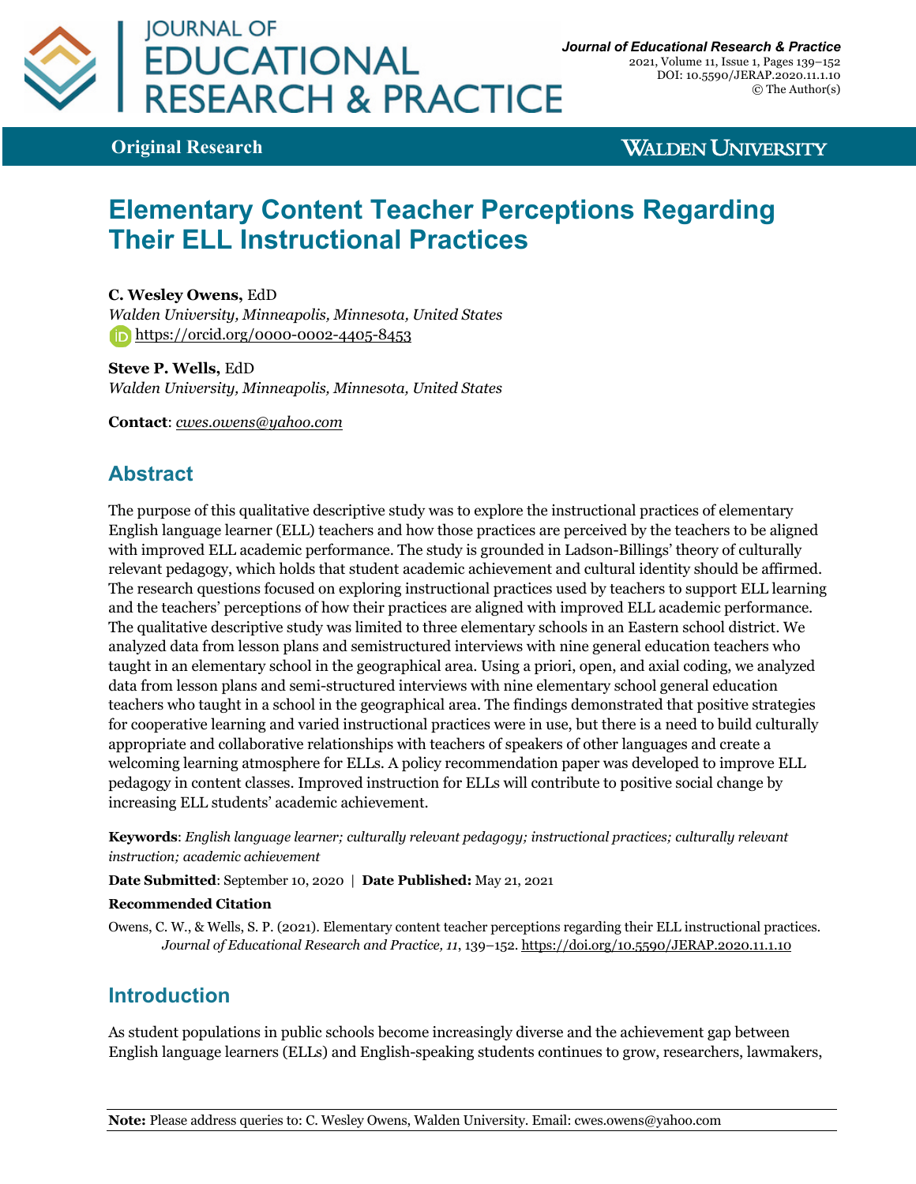**Original Research**

# Elementary Content Teacher Perceptions Regarding Their ELL Instructional Practices

**C. Wesley Owens,** EdD
*Walden University, Minneapolis, Minnesota, United States*
https://orcid.org/0000-0002-4405-8453

**Steve P. Wells,** EdD
*Walden University, Minneapolis, Minnesota, United States*

**Contact**: *cwes.owens@yahoo.com*

## Abstract

The purpose of this qualitative descriptive study was to explore the instructional practices of elementary English language learner (ELL) teachers and how those practices are perceived by the teachers to be aligned with improved ELL academic performance. The study is grounded in Ladson-Billings' theory of culturally relevant pedagogy, which holds that student academic achievement and cultural identity should be affirmed. The research questions focused on exploring instructional practices used by teachers to support ELL learning and the teachers' perceptions of how their practices are aligned with improved ELL academic performance. The qualitative descriptive study was limited to three elementary schools in an Eastern school district. We analyzed data from lesson plans and semistructured interviews with nine general education teachers who taught in an elementary school in the geographical area. Using a priori, open, and axial coding, we analyzed data from lesson plans and semi-structured interviews with nine elementary school general education teachers who taught in a school in the geographical area. The findings demonstrated that positive strategies for cooperative learning and varied instructional practices were in use, but there is a need to build culturally appropriate and collaborative relationships with teachers of speakers of other languages and create a welcoming learning atmosphere for ELLs. A policy recommendation paper was developed to improve ELL pedagogy in content classes. Improved instruction for ELLs will contribute to positive social change by increasing ELL students' academic achievement.

**Keywords**: *English language learner; culturally relevant pedagogy; instructional practices; culturally relevant instruction; academic achievement*

**Date Submitted**: September 10, 2020 | **Date Published:** May 21, 2021

**Recommended Citation**

Owens, C. W., & Wells, S. P. (2021). Elementary content teacher perceptions regarding their ELL instructional practices. *Journal of Educational Research and Practice, 11*, 139–152. https://doi.org/10.5590/JERAP.2020.11.1.10

## Introduction

As student populations in public schools become increasingly diverse and the achievement gap between English language learners (ELLs) and English-speaking students continues to grow, researchers, lawmakers,

**Note:** Please address queries to: C. Wesley Owens, Walden University. Email: cwes.owens@yahoo.com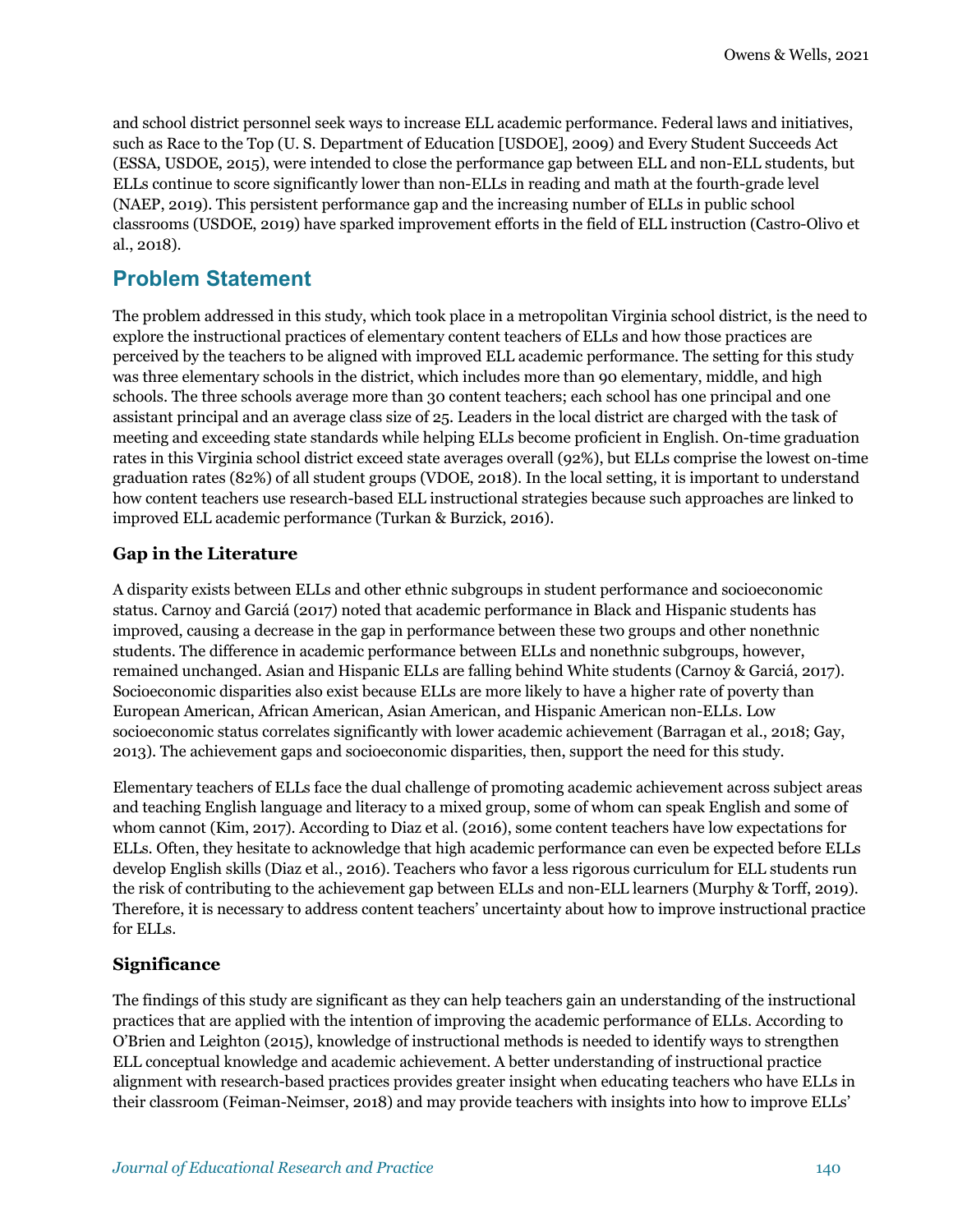and school district personnel seek ways to increase ELL academic performance. Federal laws and initiatives, such as Race to the Top (U. S. Department of Education [USDOE], 2009) and Every Student Succeeds Act (ESSA, USDOE, 2015), were intended to close the performance gap between ELL and non-ELL students, but ELLs continue to score significantly lower than non-ELLs in reading and math at the fourth-grade level (NAEP, 2019). This persistent performance gap and the increasing number of ELLs in public school classrooms (USDOE, 2019) have sparked improvement efforts in the field of ELL instruction (Castro-Olivo et al., 2018).

## Problem Statement

The problem addressed in this study, which took place in a metropolitan Virginia school district, is the need to explore the instructional practices of elementary content teachers of ELLs and how those practices are perceived by the teachers to be aligned with improved ELL academic performance. The setting for this study was three elementary schools in the district, which includes more than 90 elementary, middle, and high schools. The three schools average more than 30 content teachers; each school has one principal and one assistant principal and an average class size of 25. Leaders in the local district are charged with the task of meeting and exceeding state standards while helping ELLs become proficient in English. On-time graduation rates in this Virginia school district exceed state averages overall (92%), but ELLs comprise the lowest on-time graduation rates (82%) of all student groups (VDOE, 2018). In the local setting, it is important to understand how content teachers use research-based ELL instructional strategies because such approaches are linked to improved ELL academic performance (Turkan & Burzick, 2016).

### Gap in the Literature

A disparity exists between ELLs and other ethnic subgroups in student performance and socioeconomic status. Carnoy and Garciá (2017) noted that academic performance in Black and Hispanic students has improved, causing a decrease in the gap in performance between these two groups and other nonethnic students. The difference in academic performance between ELLs and nonethnic subgroups, however, remained unchanged. Asian and Hispanic ELLs are falling behind White students (Carnoy & Garciá, 2017). Socioeconomic disparities also exist because ELLs are more likely to have a higher rate of poverty than European American, African American, Asian American, and Hispanic American non-ELLs. Low socioeconomic status correlates significantly with lower academic achievement (Barragan et al., 2018; Gay, 2013). The achievement gaps and socioeconomic disparities, then, support the need for this study.

Elementary teachers of ELLs face the dual challenge of promoting academic achievement across subject areas and teaching English language and literacy to a mixed group, some of whom can speak English and some of whom cannot (Kim, 2017). According to Diaz et al. (2016), some content teachers have low expectations for ELLs. Often, they hesitate to acknowledge that high academic performance can even be expected before ELLs develop English skills (Diaz et al., 2016). Teachers who favor a less rigorous curriculum for ELL students run the risk of contributing to the achievement gap between ELLs and non-ELL learners (Murphy & Torff, 2019). Therefore, it is necessary to address content teachers' uncertainty about how to improve instructional practice for ELLs.

### Significance

The findings of this study are significant as they can help teachers gain an understanding of the instructional practices that are applied with the intention of improving the academic performance of ELLs. According to O'Brien and Leighton (2015), knowledge of instructional methods is needed to identify ways to strengthen ELL conceptual knowledge and academic achievement. A better understanding of instructional practice alignment with research-based practices provides greater insight when educating teachers who have ELLs in their classroom (Feiman-Neimser, 2018) and may provide teachers with insights into how to improve ELLs'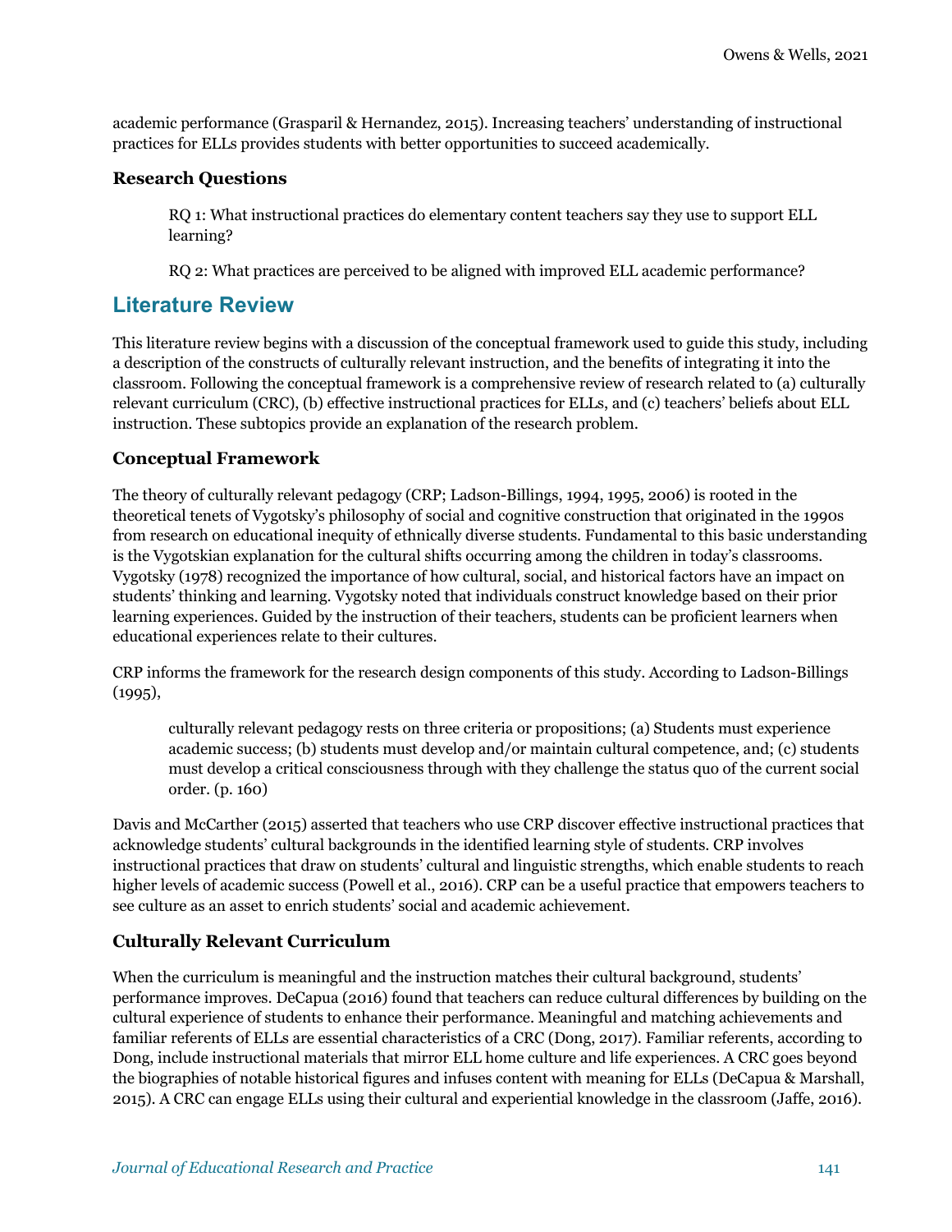academic performance (Grasparil & Hernandez, 2015). Increasing teachers' understanding of instructional practices for ELLs provides students with better opportunities to succeed academically.

### Research Questions

> RQ 1: What instructional practices do elementary content teachers say they use to support ELL learning?
>
> RQ 2: What practices are perceived to be aligned with improved ELL academic performance?

## Literature Review

This literature review begins with a discussion of the conceptual framework used to guide this study, including a description of the constructs of culturally relevant instruction, and the benefits of integrating it into the classroom. Following the conceptual framework is a comprehensive review of research related to (a) culturally relevant curriculum (CRC), (b) effective instructional practices for ELLs, and (c) teachers' beliefs about ELL instruction. These subtopics provide an explanation of the research problem.

### Conceptual Framework

The theory of culturally relevant pedagogy (CRP; Ladson-Billings, 1994, 1995, 2006) is rooted in the theoretical tenets of Vygotsky's philosophy of social and cognitive construction that originated in the 1990s from research on educational inequity of ethnically diverse students. Fundamental to this basic understanding is the Vygotskian explanation for the cultural shifts occurring among the children in today's classrooms. Vygotsky (1978) recognized the importance of how cultural, social, and historical factors have an impact on students' thinking and learning. Vygotsky noted that individuals construct knowledge based on their prior learning experiences. Guided by the instruction of their teachers, students can be proficient learners when educational experiences relate to their cultures.

CRP informs the framework for the research design components of this study. According to Ladson-Billings (1995),

> culturally relevant pedagogy rests on three criteria or propositions; (a) Students must experience academic success; (b) students must develop and/or maintain cultural competence, and; (c) students must develop a critical consciousness through with they challenge the status quo of the current social order. (p. 160)

Davis and McCarther (2015) asserted that teachers who use CRP discover effective instructional practices that acknowledge students' cultural backgrounds in the identified learning style of students. CRP involves instructional practices that draw on students' cultural and linguistic strengths, which enable students to reach higher levels of academic success (Powell et al., 2016). CRP can be a useful practice that empowers teachers to see culture as an asset to enrich students' social and academic achievement.

### Culturally Relevant Curriculum

When the curriculum is meaningful and the instruction matches their cultural background, students' performance improves. DeCapua (2016) found that teachers can reduce cultural differences by building on the cultural experience of students to enhance their performance. Meaningful and matching achievements and familiar referents of ELLs are essential characteristics of a CRC (Dong, 2017). Familiar referents, according to Dong, include instructional materials that mirror ELL home culture and life experiences. A CRC goes beyond the biographies of notable historical figures and infuses content with meaning for ELLs (DeCapua & Marshall, 2015). A CRC can engage ELLs using their cultural and experiential knowledge in the classroom (Jaffe, 2016).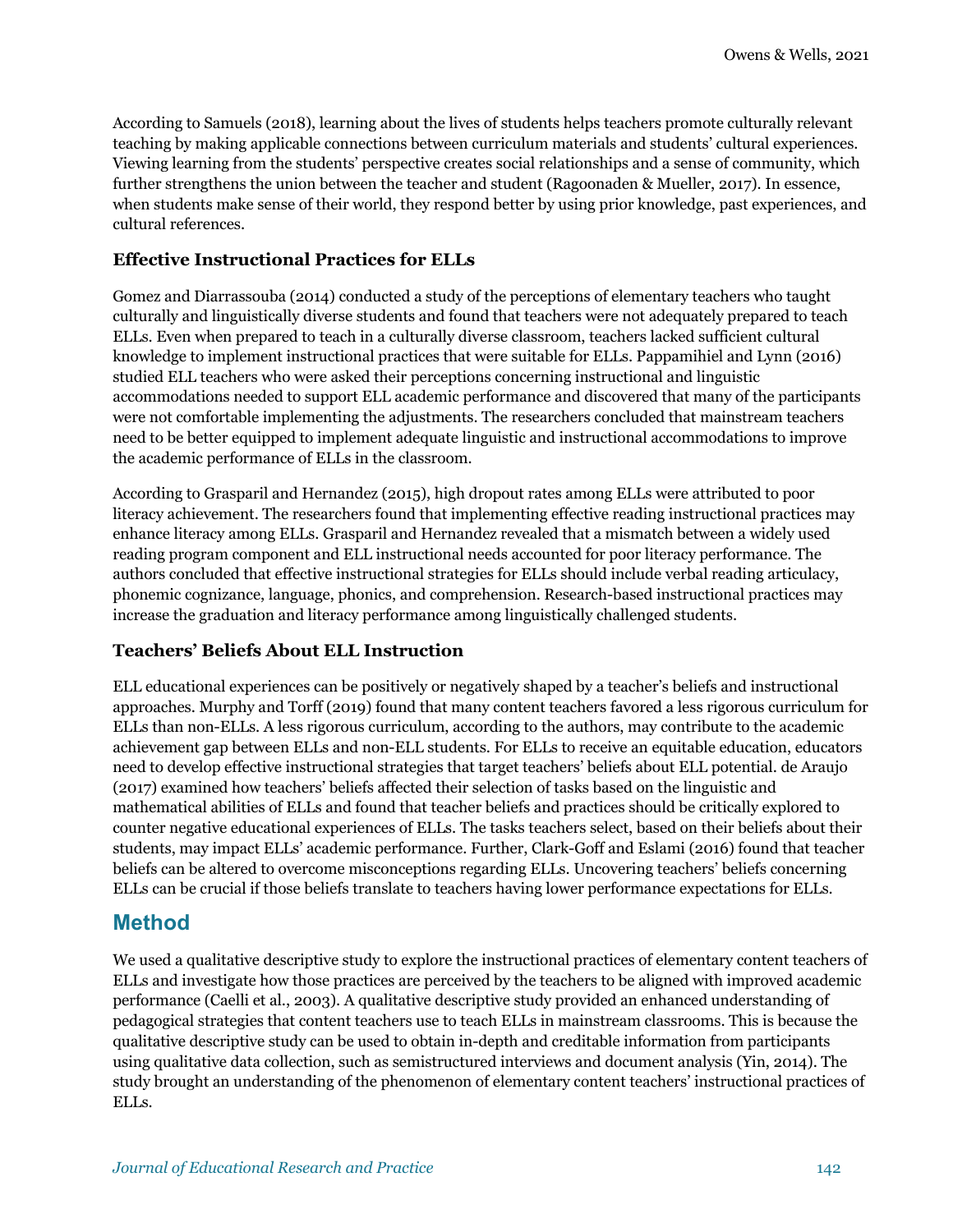According to Samuels (2018), learning about the lives of students helps teachers promote culturally relevant teaching by making applicable connections between curriculum materials and students' cultural experiences. Viewing learning from the students' perspective creates social relationships and a sense of community, which further strengthens the union between the teacher and student (Ragoonaden & Mueller, 2017). In essence, when students make sense of their world, they respond better by using prior knowledge, past experiences, and cultural references.

### Effective Instructional Practices for ELLs

Gomez and Diarrassouba (2014) conducted a study of the perceptions of elementary teachers who taught culturally and linguistically diverse students and found that teachers were not adequately prepared to teach ELLs. Even when prepared to teach in a culturally diverse classroom, teachers lacked sufficient cultural knowledge to implement instructional practices that were suitable for ELLs. Pappamihiel and Lynn (2016) studied ELL teachers who were asked their perceptions concerning instructional and linguistic accommodations needed to support ELL academic performance and discovered that many of the participants were not comfortable implementing the adjustments. The researchers concluded that mainstream teachers need to be better equipped to implement adequate linguistic and instructional accommodations to improve the academic performance of ELLs in the classroom.

According to Grasparil and Hernandez (2015), high dropout rates among ELLs were attributed to poor literacy achievement. The researchers found that implementing effective reading instructional practices may enhance literacy among ELLs. Grasparil and Hernandez revealed that a mismatch between a widely used reading program component and ELL instructional needs accounted for poor literacy performance. The authors concluded that effective instructional strategies for ELLs should include verbal reading articulacy, phonemic cognizance, language, phonics, and comprehension. Research-based instructional practices may increase the graduation and literacy performance among linguistically challenged students.

### Teachers' Beliefs About ELL Instruction

ELL educational experiences can be positively or negatively shaped by a teacher's beliefs and instructional approaches. Murphy and Torff (2019) found that many content teachers favored a less rigorous curriculum for ELLs than non-ELLs. A less rigorous curriculum, according to the authors, may contribute to the academic achievement gap between ELLs and non-ELL students. For ELLs to receive an equitable education, educators need to develop effective instructional strategies that target teachers' beliefs about ELL potential. de Araujo (2017) examined how teachers' beliefs affected their selection of tasks based on the linguistic and mathematical abilities of ELLs and found that teacher beliefs and practices should be critically explored to counter negative educational experiences of ELLs. The tasks teachers select, based on their beliefs about their students, may impact ELLs' academic performance. Further, Clark-Goff and Eslami (2016) found that teacher beliefs can be altered to overcome misconceptions regarding ELLs. Uncovering teachers' beliefs concerning ELLs can be crucial if those beliefs translate to teachers having lower performance expectations for ELLs.

## Method

We used a qualitative descriptive study to explore the instructional practices of elementary content teachers of ELLs and investigate how those practices are perceived by the teachers to be aligned with improved academic performance (Caelli et al., 2003). A qualitative descriptive study provided an enhanced understanding of pedagogical strategies that content teachers use to teach ELLs in mainstream classrooms. This is because the qualitative descriptive study can be used to obtain in-depth and creditable information from participants using qualitative data collection, such as semistructured interviews and document analysis (Yin, 2014). The study brought an understanding of the phenomenon of elementary content teachers' instructional practices of ELLs.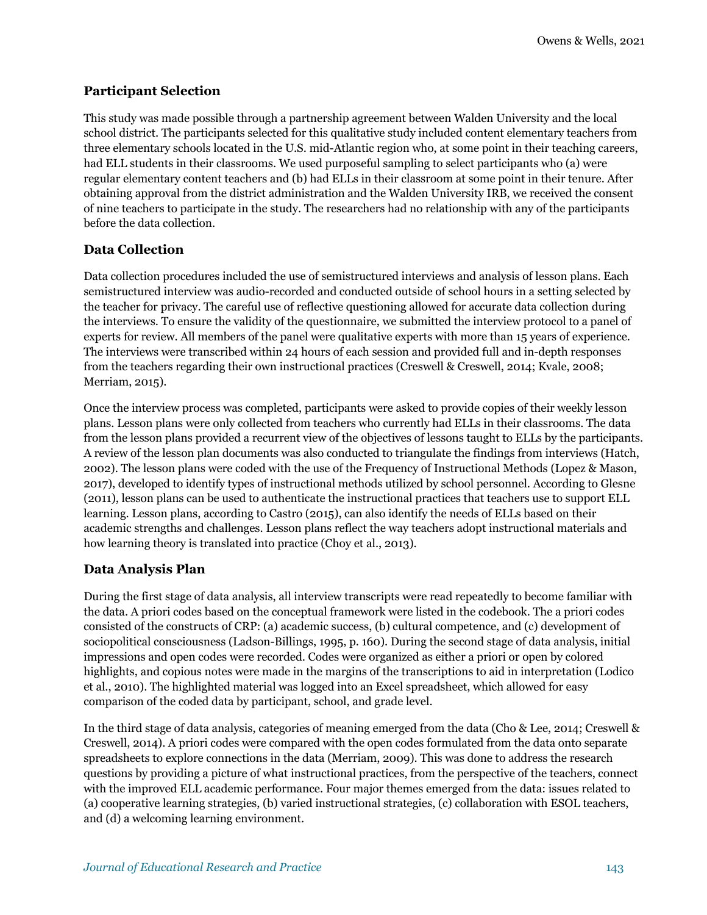### Participant Selection

This study was made possible through a partnership agreement between Walden University and the local school district. The participants selected for this qualitative study included content elementary teachers from three elementary schools located in the U.S. mid-Atlantic region who, at some point in their teaching careers, had ELL students in their classrooms. We used purposeful sampling to select participants who (a) were regular elementary content teachers and (b) had ELLs in their classroom at some point in their tenure. After obtaining approval from the district administration and the Walden University IRB, we received the consent of nine teachers to participate in the study. The researchers had no relationship with any of the participants before the data collection.

### Data Collection

Data collection procedures included the use of semistructured interviews and analysis of lesson plans. Each semistructured interview was audio-recorded and conducted outside of school hours in a setting selected by the teacher for privacy. The careful use of reflective questioning allowed for accurate data collection during the interviews. To ensure the validity of the questionnaire, we submitted the interview protocol to a panel of experts for review. All members of the panel were qualitative experts with more than 15 years of experience. The interviews were transcribed within 24 hours of each session and provided full and in-depth responses from the teachers regarding their own instructional practices (Creswell & Creswell, 2014; Kvale, 2008; Merriam, 2015).

Once the interview process was completed, participants were asked to provide copies of their weekly lesson plans. Lesson plans were only collected from teachers who currently had ELLs in their classrooms. The data from the lesson plans provided a recurrent view of the objectives of lessons taught to ELLs by the participants. A review of the lesson plan documents was also conducted to triangulate the findings from interviews (Hatch, 2002). The lesson plans were coded with the use of the Frequency of Instructional Methods (Lopez & Mason, 2017), developed to identify types of instructional methods utilized by school personnel. According to Glesne (2011), lesson plans can be used to authenticate the instructional practices that teachers use to support ELL learning. Lesson plans, according to Castro (2015), can also identify the needs of ELLs based on their academic strengths and challenges. Lesson plans reflect the way teachers adopt instructional materials and how learning theory is translated into practice (Choy et al., 2013).

### Data Analysis Plan

During the first stage of data analysis, all interview transcripts were read repeatedly to become familiar with the data. A priori codes based on the conceptual framework were listed in the codebook. The a priori codes consisted of the constructs of CRP: (a) academic success, (b) cultural competence, and (c) development of sociopolitical consciousness (Ladson-Billings, 1995, p. 160). During the second stage of data analysis, initial impressions and open codes were recorded. Codes were organized as either a priori or open by colored highlights, and copious notes were made in the margins of the transcriptions to aid in interpretation (Lodico et al., 2010). The highlighted material was logged into an Excel spreadsheet, which allowed for easy comparison of the coded data by participant, school, and grade level.

In the third stage of data analysis, categories of meaning emerged from the data (Cho & Lee, 2014; Creswell & Creswell, 2014). A priori codes were compared with the open codes formulated from the data onto separate spreadsheets to explore connections in the data (Merriam, 2009). This was done to address the research questions by providing a picture of what instructional practices, from the perspective of the teachers, connect with the improved ELL academic performance. Four major themes emerged from the data: issues related to (a) cooperative learning strategies, (b) varied instructional strategies, (c) collaboration with ESOL teachers, and (d) a welcoming learning environment.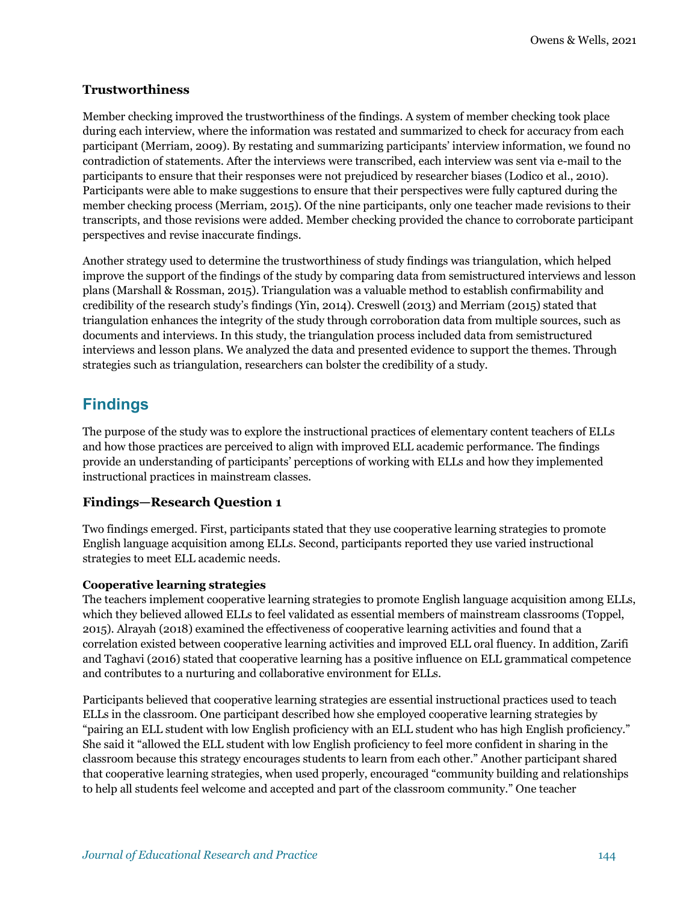### Trustworthiness

Member checking improved the trustworthiness of the findings. A system of member checking took place during each interview, where the information was restated and summarized to check for accuracy from each participant (Merriam, 2009). By restating and summarizing participants' interview information, we found no contradiction of statements. After the interviews were transcribed, each interview was sent via e-mail to the participants to ensure that their responses were not prejudiced by researcher biases (Lodico et al., 2010). Participants were able to make suggestions to ensure that their perspectives were fully captured during the member checking process (Merriam, 2015). Of the nine participants, only one teacher made revisions to their transcripts, and those revisions were added. Member checking provided the chance to corroborate participant perspectives and revise inaccurate findings.

Another strategy used to determine the trustworthiness of study findings was triangulation, which helped improve the support of the findings of the study by comparing data from semistructured interviews and lesson plans (Marshall & Rossman, 2015). Triangulation was a valuable method to establish confirmability and credibility of the research study's findings (Yin, 2014). Creswell (2013) and Merriam (2015) stated that triangulation enhances the integrity of the study through corroboration data from multiple sources, such as documents and interviews. In this study, the triangulation process included data from semistructured interviews and lesson plans. We analyzed the data and presented evidence to support the themes. Through strategies such as triangulation, researchers can bolster the credibility of a study.

## Findings

The purpose of the study was to explore the instructional practices of elementary content teachers of ELLs and how those practices are perceived to align with improved ELL academic performance. The findings provide an understanding of participants' perceptions of working with ELLs and how they implemented instructional practices in mainstream classes.

### Findings—Research Question 1

Two findings emerged. First, participants stated that they use cooperative learning strategies to promote English language acquisition among ELLs. Second, participants reported they use varied instructional strategies to meet ELL academic needs.

#### Cooperative learning strategies

The teachers implement cooperative learning strategies to promote English language acquisition among ELLs, which they believed allowed ELLs to feel validated as essential members of mainstream classrooms (Toppel, 2015). Alrayah (2018) examined the effectiveness of cooperative learning activities and found that a correlation existed between cooperative learning activities and improved ELL oral fluency. In addition, Zarifi and Taghavi (2016) stated that cooperative learning has a positive influence on ELL grammatical competence and contributes to a nurturing and collaborative environment for ELLs.

Participants believed that cooperative learning strategies are essential instructional practices used to teach ELLs in the classroom. One participant described how she employed cooperative learning strategies by "pairing an ELL student with low English proficiency with an ELL student who has high English proficiency." She said it "allowed the ELL student with low English proficiency to feel more confident in sharing in the classroom because this strategy encourages students to learn from each other." Another participant shared that cooperative learning strategies, when used properly, encouraged "community building and relationships to help all students feel welcome and accepted and part of the classroom community." One teacher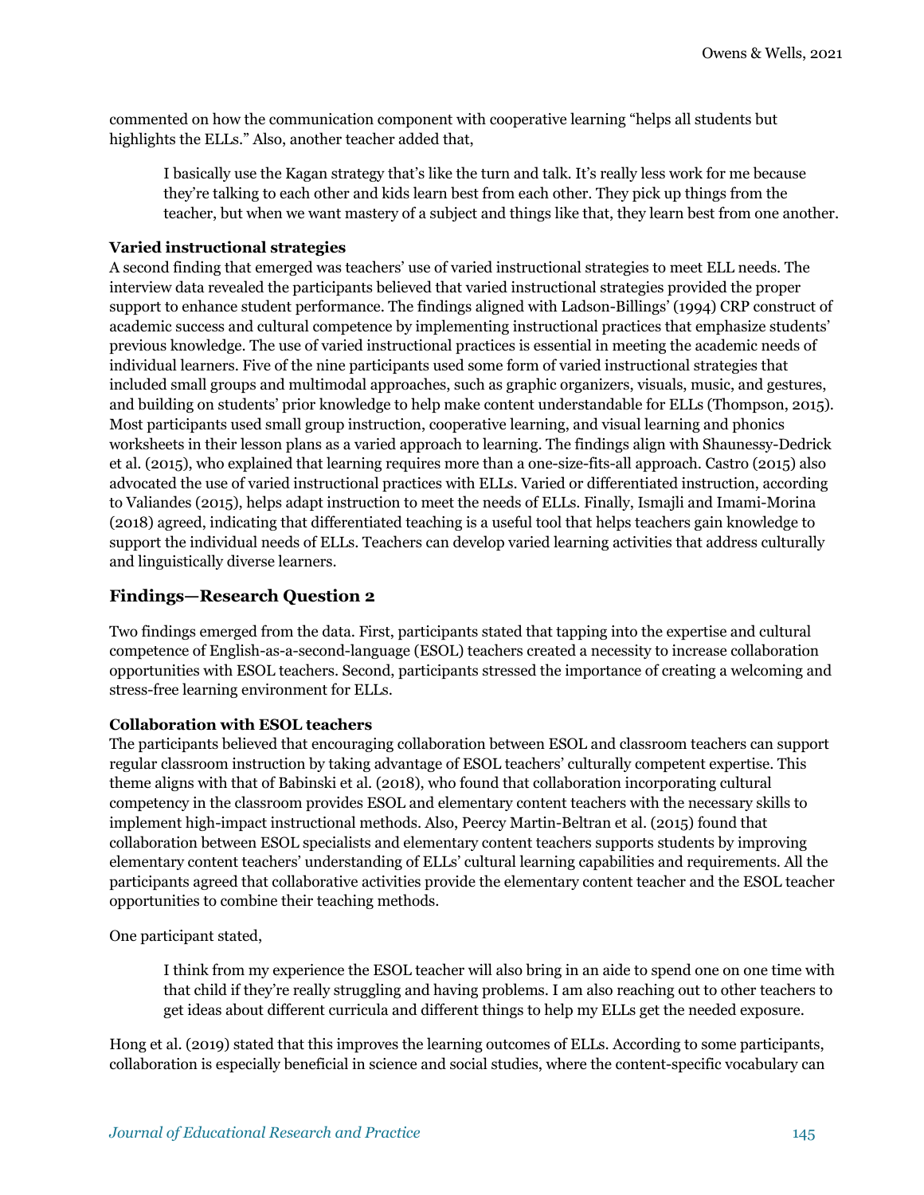commented on how the communication component with cooperative learning "helps all students but highlights the ELLs." Also, another teacher added that,

> I basically use the Kagan strategy that's like the turn and talk. It's really less work for me because they're talking to each other and kids learn best from each other. They pick up things from the teacher, but when we want mastery of a subject and things like that, they learn best from one another.

### Varied instructional strategies

A second finding that emerged was teachers' use of varied instructional strategies to meet ELL needs. The interview data revealed the participants believed that varied instructional strategies provided the proper support to enhance student performance. The findings aligned with Ladson-Billings' (1994) CRP construct of academic success and cultural competence by implementing instructional practices that emphasize students' previous knowledge. The use of varied instructional practices is essential in meeting the academic needs of individual learners. Five of the nine participants used some form of varied instructional strategies that included small groups and multimodal approaches, such as graphic organizers, visuals, music, and gestures, and building on students' prior knowledge to help make content understandable for ELLs (Thompson, 2015). Most participants used small group instruction, cooperative learning, and visual learning and phonics worksheets in their lesson plans as a varied approach to learning. The findings align with Shaunessy-Dedrick et al. (2015), who explained that learning requires more than a one-size-fits-all approach. Castro (2015) also advocated the use of varied instructional practices with ELLs. Varied or differentiated instruction, according to Valiandes (2015), helps adapt instruction to meet the needs of ELLs. Finally, Ismajli and Imami-Morina (2018) agreed, indicating that differentiated teaching is a useful tool that helps teachers gain knowledge to support the individual needs of ELLs. Teachers can develop varied learning activities that address culturally and linguistically diverse learners.

## Findings—Research Question 2

Two findings emerged from the data. First, participants stated that tapping into the expertise and cultural competence of English-as-a-second-language (ESOL) teachers created a necessity to increase collaboration opportunities with ESOL teachers. Second, participants stressed the importance of creating a welcoming and stress-free learning environment for ELLs.

### Collaboration with ESOL teachers

The participants believed that encouraging collaboration between ESOL and classroom teachers can support regular classroom instruction by taking advantage of ESOL teachers' culturally competent expertise. This theme aligns with that of Babinski et al. (2018), who found that collaboration incorporating cultural competency in the classroom provides ESOL and elementary content teachers with the necessary skills to implement high-impact instructional methods. Also, Peercy Martin-Beltran et al. (2015) found that collaboration between ESOL specialists and elementary content teachers supports students by improving elementary content teachers' understanding of ELLs' cultural learning capabilities and requirements. All the participants agreed that collaborative activities provide the elementary content teacher and the ESOL teacher opportunities to combine their teaching methods.

One participant stated,

> I think from my experience the ESOL teacher will also bring in an aide to spend one on one time with that child if they're really struggling and having problems. I am also reaching out to other teachers to get ideas about different curricula and different things to help my ELLs get the needed exposure.

Hong et al. (2019) stated that this improves the learning outcomes of ELLs. According to some participants, collaboration is especially beneficial in science and social studies, where the content-specific vocabulary can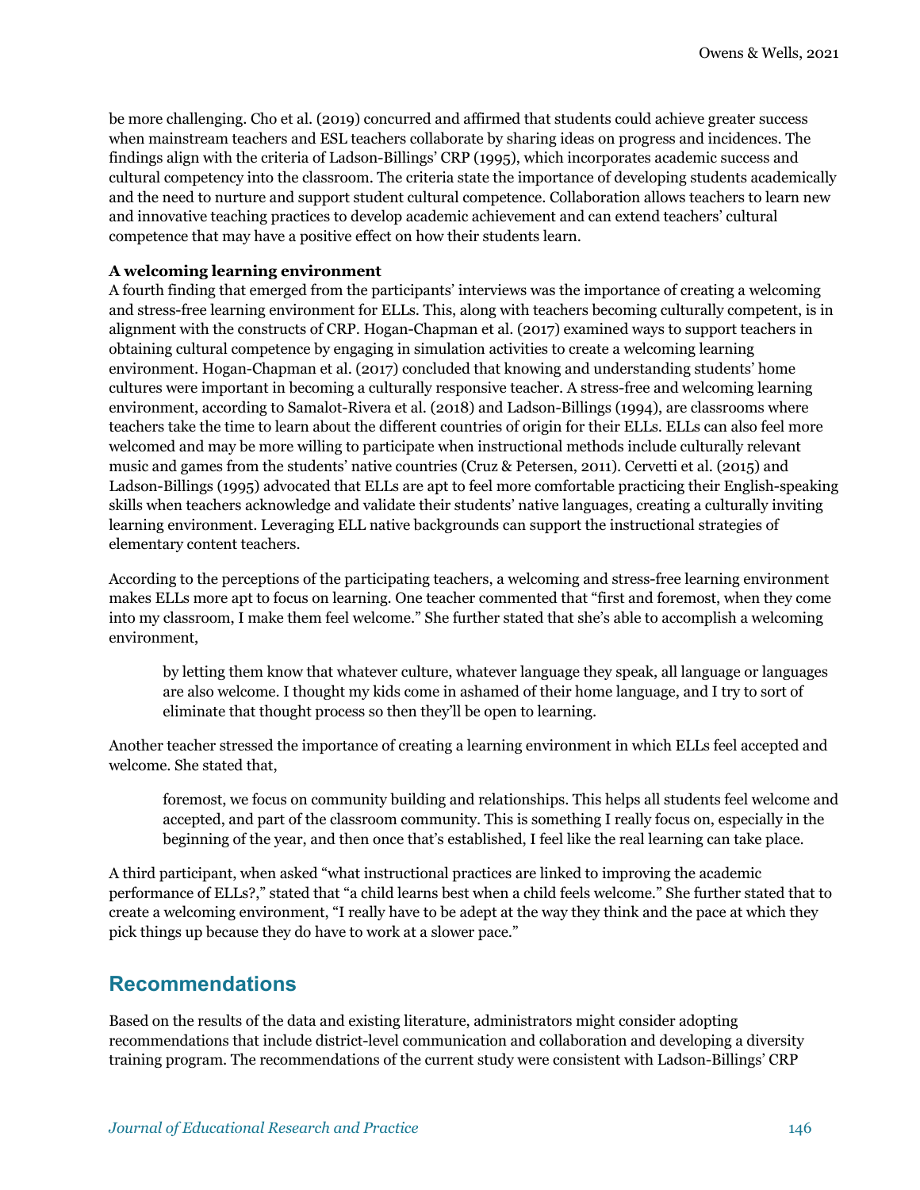be more challenging. Cho et al. (2019) concurred and affirmed that students could achieve greater success when mainstream teachers and ESL teachers collaborate by sharing ideas on progress and incidences. The findings align with the criteria of Ladson-Billings' CRP (1995), which incorporates academic success and cultural competency into the classroom. The criteria state the importance of developing students academically and the need to nurture and support student cultural competence. Collaboration allows teachers to learn new and innovative teaching practices to develop academic achievement and can extend teachers' cultural competence that may have a positive effect on how their students learn.

**A welcoming learning environment**

A fourth finding that emerged from the participants' interviews was the importance of creating a welcoming and stress-free learning environment for ELLs. This, along with teachers becoming culturally competent, is in alignment with the constructs of CRP. Hogan-Chapman et al. (2017) examined ways to support teachers in obtaining cultural competence by engaging in simulation activities to create a welcoming learning environment. Hogan-Chapman et al. (2017) concluded that knowing and understanding students' home cultures were important in becoming a culturally responsive teacher. A stress-free and welcoming learning environment, according to Samalot-Rivera et al. (2018) and Ladson-Billings (1994), are classrooms where teachers take the time to learn about the different countries of origin for their ELLs. ELLs can also feel more welcomed and may be more willing to participate when instructional methods include culturally relevant music and games from the students' native countries (Cruz & Petersen, 2011). Cervetti et al. (2015) and Ladson-Billings (1995) advocated that ELLs are apt to feel more comfortable practicing their English-speaking skills when teachers acknowledge and validate their students' native languages, creating a culturally inviting learning environment. Leveraging ELL native backgrounds can support the instructional strategies of elementary content teachers.

According to the perceptions of the participating teachers, a welcoming and stress-free learning environment makes ELLs more apt to focus on learning. One teacher commented that "first and foremost, when they come into my classroom, I make them feel welcome." She further stated that she's able to accomplish a welcoming environment,

> by letting them know that whatever culture, whatever language they speak, all language or languages are also welcome. I thought my kids come in ashamed of their home language, and I try to sort of eliminate that thought process so then they'll be open to learning.

Another teacher stressed the importance of creating a learning environment in which ELLs feel accepted and welcome. She stated that,

> foremost, we focus on community building and relationships. This helps all students feel welcome and accepted, and part of the classroom community. This is something I really focus on, especially in the beginning of the year, and then once that's established, I feel like the real learning can take place.

A third participant, when asked "what instructional practices are linked to improving the academic performance of ELLs?," stated that "a child learns best when a child feels welcome." She further stated that to create a welcoming environment, "I really have to be adept at the way they think and the pace at which they pick things up because they do have to work at a slower pace."

## Recommendations

Based on the results of the data and existing literature, administrators might consider adopting recommendations that include district-level communication and collaboration and developing a diversity training program. The recommendations of the current study were consistent with Ladson-Billings' CRP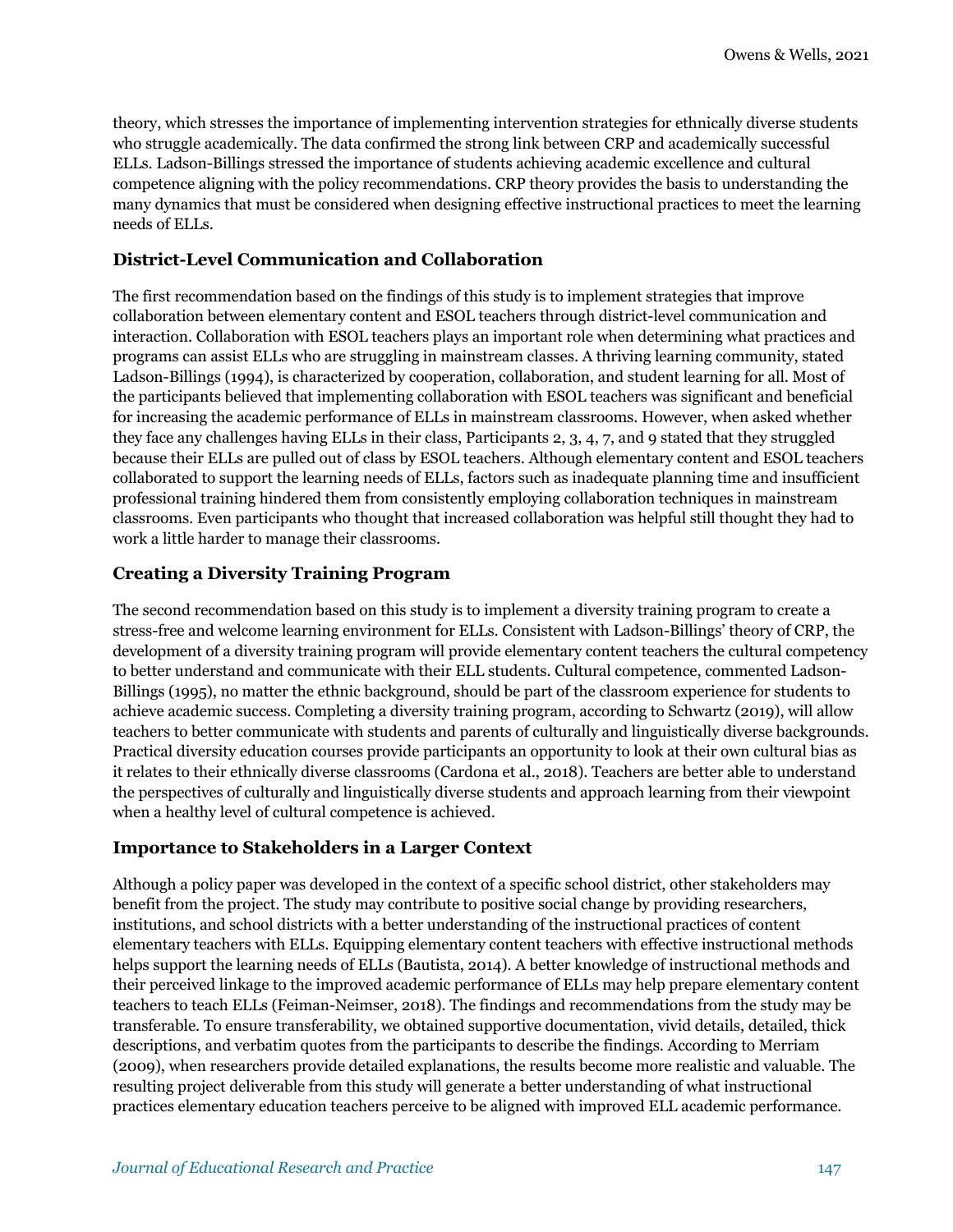theory, which stresses the importance of implementing intervention strategies for ethnically diverse students who struggle academically. The data confirmed the strong link between CRP and academically successful ELLs. Ladson-Billings stressed the importance of students achieving academic excellence and cultural competence aligning with the policy recommendations. CRP theory provides the basis to understanding the many dynamics that must be considered when designing effective instructional practices to meet the learning needs of ELLs.

### District-Level Communication and Collaboration

The first recommendation based on the findings of this study is to implement strategies that improve collaboration between elementary content and ESOL teachers through district-level communication and interaction. Collaboration with ESOL teachers plays an important role when determining what practices and programs can assist ELLs who are struggling in mainstream classes. A thriving learning community, stated Ladson-Billings (1994), is characterized by cooperation, collaboration, and student learning for all. Most of the participants believed that implementing collaboration with ESOL teachers was significant and beneficial for increasing the academic performance of ELLs in mainstream classrooms. However, when asked whether they face any challenges having ELLs in their class, Participants 2, 3, 4, 7, and 9 stated that they struggled because their ELLs are pulled out of class by ESOL teachers. Although elementary content and ESOL teachers collaborated to support the learning needs of ELLs, factors such as inadequate planning time and insufficient professional training hindered them from consistently employing collaboration techniques in mainstream classrooms. Even participants who thought that increased collaboration was helpful still thought they had to work a little harder to manage their classrooms.

### Creating a Diversity Training Program

The second recommendation based on this study is to implement a diversity training program to create a stress-free and welcome learning environment for ELLs. Consistent with Ladson-Billings' theory of CRP, the development of a diversity training program will provide elementary content teachers the cultural competency to better understand and communicate with their ELL students. Cultural competence, commented Ladson-Billings (1995), no matter the ethnic background, should be part of the classroom experience for students to achieve academic success. Completing a diversity training program, according to Schwartz (2019), will allow teachers to better communicate with students and parents of culturally and linguistically diverse backgrounds. Practical diversity education courses provide participants an opportunity to look at their own cultural bias as it relates to their ethnically diverse classrooms (Cardona et al., 2018). Teachers are better able to understand the perspectives of culturally and linguistically diverse students and approach learning from their viewpoint when a healthy level of cultural competence is achieved.

### Importance to Stakeholders in a Larger Context

Although a policy paper was developed in the context of a specific school district, other stakeholders may benefit from the project. The study may contribute to positive social change by providing researchers, institutions, and school districts with a better understanding of the instructional practices of content elementary teachers with ELLs. Equipping elementary content teachers with effective instructional methods helps support the learning needs of ELLs (Bautista, 2014). A better knowledge of instructional methods and their perceived linkage to the improved academic performance of ELLs may help prepare elementary content teachers to teach ELLs (Feiman-Neimser, 2018). The findings and recommendations from the study may be transferable. To ensure transferability, we obtained supportive documentation, vivid details, detailed, thick descriptions, and verbatim quotes from the participants to describe the findings. According to Merriam (2009), when researchers provide detailed explanations, the results become more realistic and valuable. The resulting project deliverable from this study will generate a better understanding of what instructional practices elementary education teachers perceive to be aligned with improved ELL academic performance.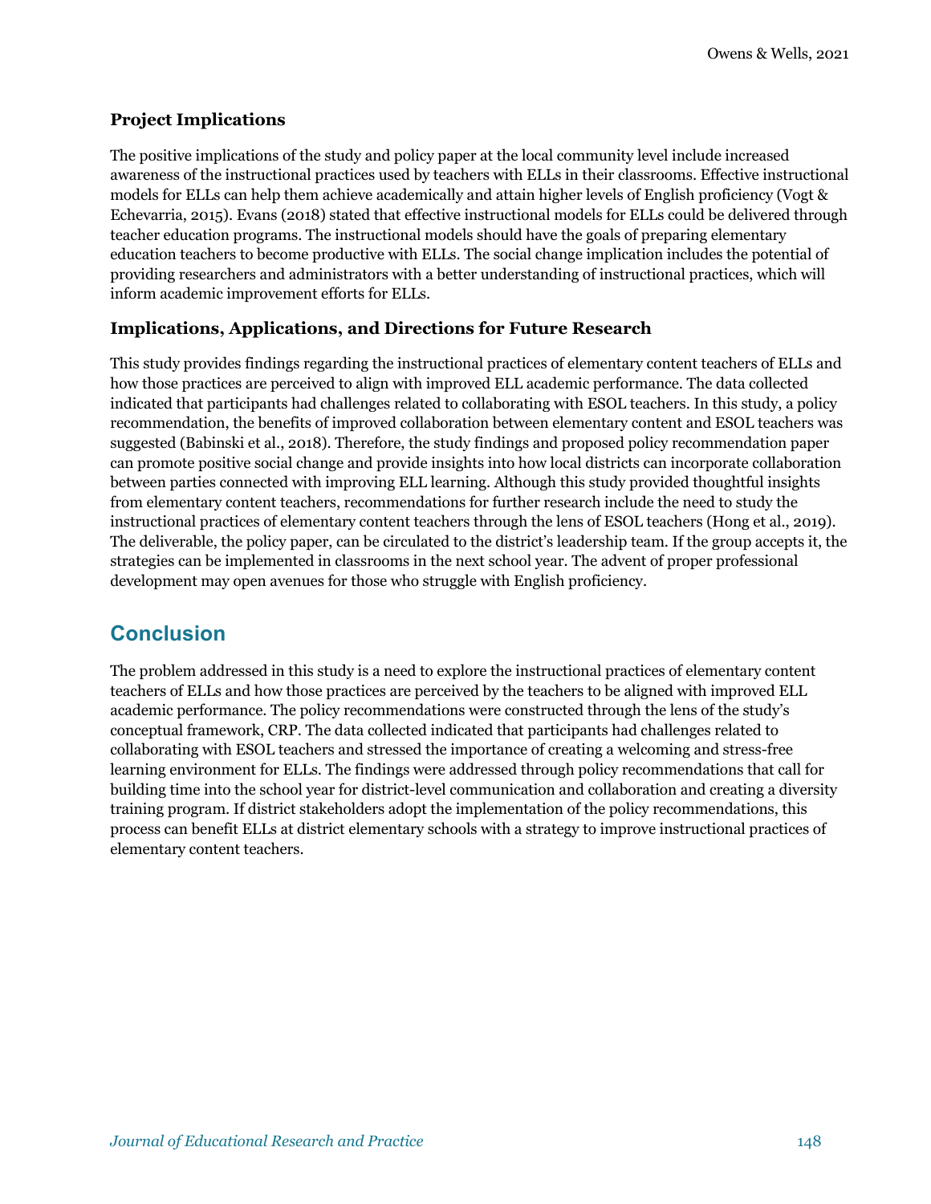### Project Implications

The positive implications of the study and policy paper at the local community level include increased awareness of the instructional practices used by teachers with ELLs in their classrooms. Effective instructional models for ELLs can help them achieve academically and attain higher levels of English proficiency (Vogt & Echevarria, 2015). Evans (2018) stated that effective instructional models for ELLs could be delivered through teacher education programs. The instructional models should have the goals of preparing elementary education teachers to become productive with ELLs. The social change implication includes the potential of providing researchers and administrators with a better understanding of instructional practices, which will inform academic improvement efforts for ELLs.

### Implications, Applications, and Directions for Future Research

This study provides findings regarding the instructional practices of elementary content teachers of ELLs and how those practices are perceived to align with improved ELL academic performance. The data collected indicated that participants had challenges related to collaborating with ESOL teachers. In this study, a policy recommendation, the benefits of improved collaboration between elementary content and ESOL teachers was suggested (Babinski et al., 2018). Therefore, the study findings and proposed policy recommendation paper can promote positive social change and provide insights into how local districts can incorporate collaboration between parties connected with improving ELL learning. Although this study provided thoughtful insights from elementary content teachers, recommendations for further research include the need to study the instructional practices of elementary content teachers through the lens of ESOL teachers (Hong et al., 2019). The deliverable, the policy paper, can be circulated to the district's leadership team. If the group accepts it, the strategies can be implemented in classrooms in the next school year. The advent of proper professional development may open avenues for those who struggle with English proficiency.

## Conclusion

The problem addressed in this study is a need to explore the instructional practices of elementary content teachers of ELLs and how those practices are perceived by the teachers to be aligned with improved ELL academic performance. The policy recommendations were constructed through the lens of the study's conceptual framework, CRP. The data collected indicated that participants had challenges related to collaborating with ESOL teachers and stressed the importance of creating a welcoming and stress-free learning environment for ELLs. The findings were addressed through policy recommendations that call for building time into the school year for district-level communication and collaboration and creating a diversity training program. If district stakeholders adopt the implementation of the policy recommendations, this process can benefit ELLs at district elementary schools with a strategy to improve instructional practices of elementary content teachers.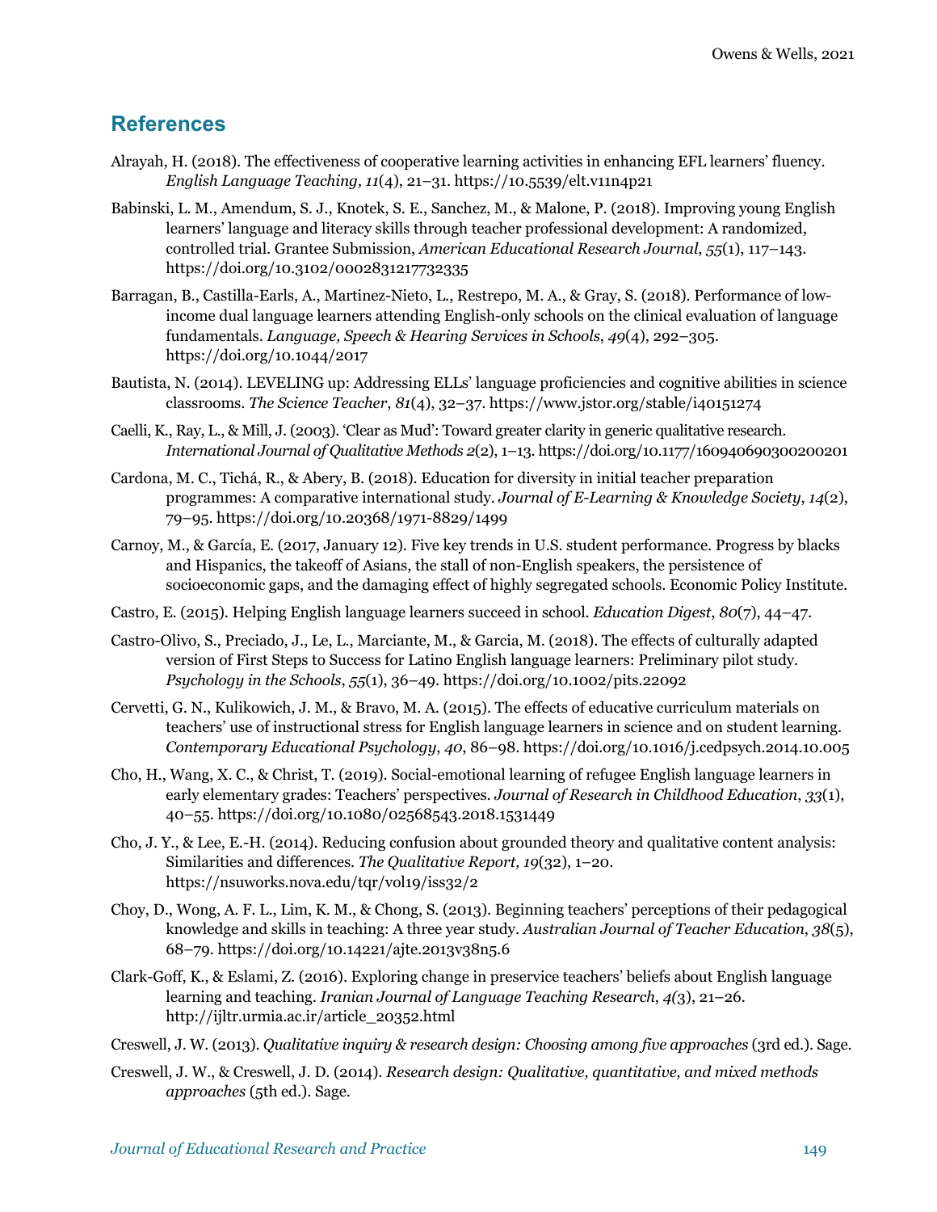## References

Alrayah, H. (2018). The effectiveness of cooperative learning activities in enhancing EFL learners' fluency. *English Language Teaching, 11*(4), 21–31. https://10.5539/elt.v11n4p21

Babinski, L. M., Amendum, S. J., Knotek, S. E., Sanchez, M., & Malone, P. (2018). Improving young English learners' language and literacy skills through teacher professional development: A randomized, controlled trial. Grantee Submission, *American Educational Research Journal*, *55*(1), 117–143. https://doi.org/10.3102/0002831217732335

Barragan, B., Castilla-Earls, A., Martinez-Nieto, L., Restrepo, M. A., & Gray, S. (2018). Performance of low-income dual language learners attending English-only schools on the clinical evaluation of language fundamentals. *Language, Speech & Hearing Services in Schools*, *49*(4), 292–305. https://doi.org/10.1044/2017

Bautista, N. (2014). LEVELING up: Addressing ELLs' language proficiencies and cognitive abilities in science classrooms. *The Science Teacher*, *81*(4), 32–37. https://www.jstor.org/stable/i40151274

Caelli, K., Ray, L., & Mill, J. (2003). 'Clear as Mud': Toward greater clarity in generic qualitative research. *International Journal of Qualitative Methods 2*(2), 1–13. https://doi.org/10.1177/160940690300200201

Cardona, M. C., Tichá, R., & Abery, B. (2018). Education for diversity in initial teacher preparation programmes: A comparative international study. *Journal of E-Learning & Knowledge Society*, *14*(2), 79–95. https://doi.org/10.20368/1971-8829/1499

Carnoy, M., & García, E. (2017, January 12). Five key trends in U.S. student performance. Progress by blacks and Hispanics, the takeoff of Asians, the stall of non-English speakers, the persistence of socioeconomic gaps, and the damaging effect of highly segregated schools. Economic Policy Institute.

Castro, E. (2015). Helping English language learners succeed in school. *Education Digest*, *80*(7), 44–47.

Castro-Olivo, S., Preciado, J., Le, L., Marciante, M., & Garcia, M. (2018). The effects of culturally adapted version of First Steps to Success for Latino English language learners: Preliminary pilot study. *Psychology in the Schools*, *55*(1), 36–49. https://doi.org/10.1002/pits.22092

Cervetti, G. N., Kulikowich, J. M., & Bravo, M. A. (2015). The effects of educative curriculum materials on teachers' use of instructional stress for English language learners in science and on student learning. *Contemporary Educational Psychology*, *40*, 86–98. https://doi.org/10.1016/j.cedpsych.2014.10.005

Cho, H., Wang, X. C., & Christ, T. (2019). Social-emotional learning of refugee English language learners in early elementary grades: Teachers' perspectives. *Journal of Research in Childhood Education*, *33*(1), 40–55. https://doi.org/10.1080/02568543.2018.1531449

Cho, J. Y., & Lee, E.-H. (2014). Reducing confusion about grounded theory and qualitative content analysis: Similarities and differences. *The Qualitative Report, 19*(32), 1–20. https://nsuworks.nova.edu/tqr/vol19/iss32/2

Choy, D., Wong, A. F. L., Lim, K. M., & Chong, S. (2013). Beginning teachers' perceptions of their pedagogical knowledge and skills in teaching: A three year study. *Australian Journal of Teacher Education*, *38*(5), 68–79. https://doi.org/10.14221/ajte.2013v38n5.6

Clark-Goff, K., & Eslami, Z. (2016). Exploring change in preservice teachers' beliefs about English language learning and teaching. *Iranian Journal of Language Teaching Research*, *4(*3), 21–26. http://ijltr.urmia.ac.ir/article_20352.html

Creswell, J. W. (2013). *Qualitative inquiry & research design: Choosing among five approaches* (3rd ed.). Sage.

Creswell, J. W., & Creswell, J. D. (2014). *Research design: Qualitative, quantitative, and mixed methods approaches* (5th ed.). Sage.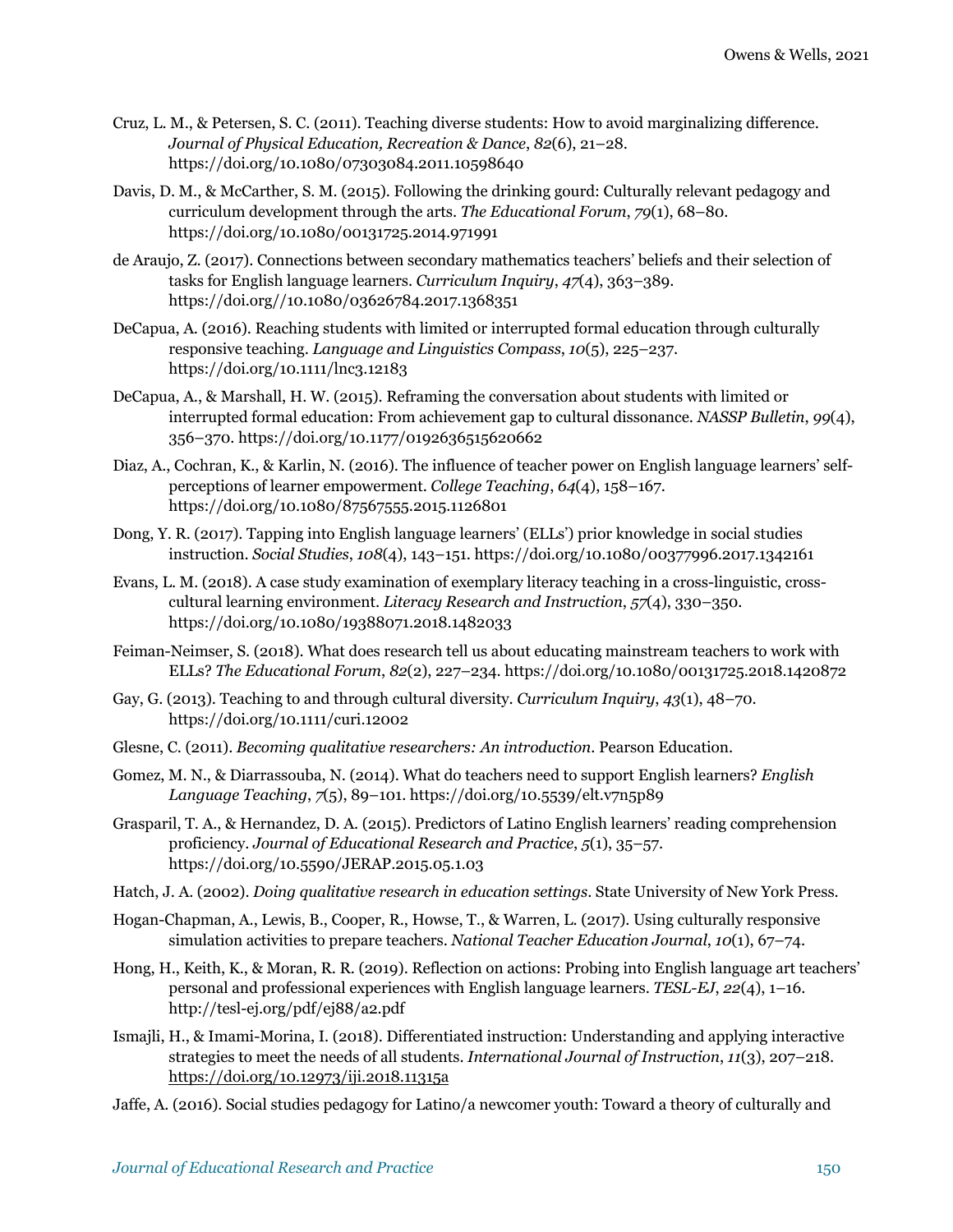Cruz, L. M., & Petersen, S. C. (2011). Teaching diverse students: How to avoid marginalizing difference. *Journal of Physical Education, Recreation & Dance*, *82*(6), 21–28. https://doi.org/10.1080/07303084.2011.10598640

Davis, D. M., & McCarther, S. M. (2015). Following the drinking gourd: Culturally relevant pedagogy and curriculum development through the arts. *The Educational Forum*, *79*(1), 68–80. https://doi.org/10.1080/00131725.2014.971991

de Araujo, Z. (2017). Connections between secondary mathematics teachers' beliefs and their selection of tasks for English language learners. *Curriculum Inquiry*, *47*(4), 363–389. https://doi.org//10.1080/03626784.2017.1368351

DeCapua, A. (2016). Reaching students with limited or interrupted formal education through culturally responsive teaching. *Language and Linguistics Compass*, *10*(5), 225–237. https://doi.org/10.1111/lnc3.12183

DeCapua, A., & Marshall, H. W. (2015). Reframing the conversation about students with limited or interrupted formal education: From achievement gap to cultural dissonance. *NASSP Bulletin*, *99*(4), 356–370. https://doi.org/10.1177/0192636515620662

Diaz, A., Cochran, K., & Karlin, N. (2016). The influence of teacher power on English language learners' self-perceptions of learner empowerment. *College Teaching*, *64*(4), 158–167. https://doi.org/10.1080/87567555.2015.1126801

Dong, Y. R. (2017). Tapping into English language learners' (ELLs') prior knowledge in social studies instruction. *Social Studies*, *108*(4), 143–151. https://doi.org/10.1080/00377996.2017.1342161

Evans, L. M. (2018). A case study examination of exemplary literacy teaching in a cross-linguistic, cross-cultural learning environment. *Literacy Research and Instruction*, *57*(4), 330–350. https://doi.org/10.1080/19388071.2018.1482033

Feiman-Neimser, S. (2018). What does research tell us about educating mainstream teachers to work with ELLs? *The Educational Forum*, *82*(2), 227–234. https://doi.org/10.1080/00131725.2018.1420872

Gay, G. (2013). Teaching to and through cultural diversity. *Curriculum Inquiry*, *43*(1), 48–70. https://doi.org/10.1111/curi.12002

Glesne, C. (2011). *Becoming qualitative researchers: An introduction*. Pearson Education.

Gomez, M. N., & Diarrassouba, N. (2014). What do teachers need to support English learners? *English Language Teaching*, *7*(5), 89–101. https://doi.org/10.5539/elt.v7n5p89

Grasparil, T. A., & Hernandez, D. A. (2015). Predictors of Latino English learners' reading comprehension proficiency. *Journal of Educational Research and Practice*, *5*(1), 35–57. https://doi.org/10.5590/JERAP.2015.05.1.03

Hatch, J. A. (2002). *Doing qualitative research in education settings*. State University of New York Press.

Hogan-Chapman, A., Lewis, B., Cooper, R., Howse, T., & Warren, L. (2017). Using culturally responsive simulation activities to prepare teachers. *National Teacher Education Journal*, *10*(1), 67–74.

Hong, H., Keith, K., & Moran, R. R. (2019). Reflection on actions: Probing into English language art teachers' personal and professional experiences with English language learners. *TESL-EJ*, *22*(4), 1–16. http://tesl-ej.org/pdf/ej88/a2.pdf

Ismajli, H., & Imami-Morina, I. (2018). Differentiated instruction: Understanding and applying interactive strategies to meet the needs of all students. *International Journal of Instruction*, *11*(3), 207–218. https://doi.org/10.12973/iji.2018.11315a

Jaffe, A. (2016). Social studies pedagogy for Latino/a newcomer youth: Toward a theory of culturally and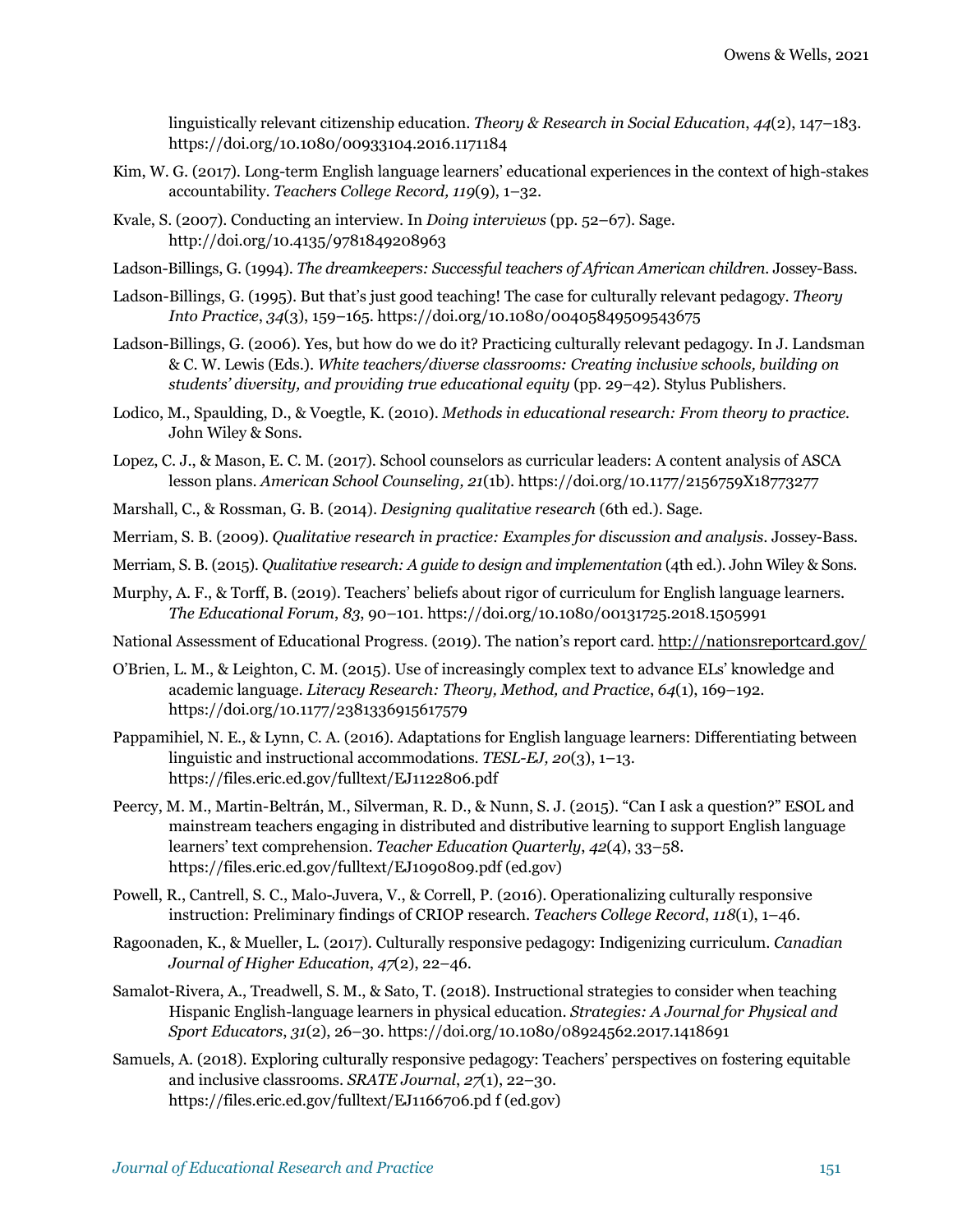linguistically relevant citizenship education. *Theory & Research in Social Education*, *44*(2), 147–183. https://doi.org/10.1080/00933104.2016.1171184

Kim, W. G. (2017). Long-term English language learners' educational experiences in the context of high-stakes accountability. *Teachers College Record, 119*(9), 1–32.

Kvale, S. (2007). Conducting an interview. In *Doing interviews* (pp. 52–67). Sage. http://doi.org/10.4135/9781849208963

Ladson-Billings, G. (1994). *The dreamkeepers: Successful teachers of African American children*. Jossey-Bass.

Ladson-Billings, G. (1995). But that's just good teaching! The case for culturally relevant pedagogy. *Theory Into Practice*, *34*(3), 159–165. https://doi.org/10.1080/00405849509543675

Ladson-Billings, G. (2006). Yes, but how do we do it? Practicing culturally relevant pedagogy. In J. Landsman & C. W. Lewis (Eds.). *White teachers/diverse classrooms: Creating inclusive schools, building on students' diversity, and providing true educational equity* (pp. 29–42). Stylus Publishers.

Lodico, M., Spaulding, D., & Voegtle, K. (2010). *Methods in educational research: From theory to practice*. John Wiley & Sons.

Lopez, C. J., & Mason, E. C. M. (2017). School counselors as curricular leaders: A content analysis of ASCA lesson plans. *American School Counseling, 21*(1b). https://doi.org/10.1177/2156759X18773277

Marshall, C., & Rossman, G. B. (2014). *Designing qualitative research* (6th ed.). Sage.

Merriam, S. B. (2009). *Qualitative research in practice: Examples for discussion and analysis*. Jossey-Bass.

Merriam, S. B. (2015). *Qualitative research: A guide to design and implementation* (4th ed.). John Wiley & Sons.

Murphy, A. F., & Torff, B. (2019). Teachers' beliefs about rigor of curriculum for English language learners. *The Educational Forum*, *83*, 90–101. https://doi.org/10.1080/00131725.2018.1505991

National Assessment of Educational Progress. (2019). The nation's report card. http://nationsreportcard.gov/

O'Brien, L. M., & Leighton, C. M. (2015). Use of increasingly complex text to advance ELs' knowledge and academic language. *Literacy Research: Theory, Method, and Practice*, *64*(1), 169–192. https://doi.org/10.1177/2381336915617579

Pappamihiel, N. E., & Lynn, C. A. (2016). Adaptations for English language learners: Differentiating between linguistic and instructional accommodations. *TESL-EJ, 20*(3), 1–13. https://files.eric.ed.gov/fulltext/EJ1122806.pdf

Peercy, M. M., Martin-Beltrán, M., Silverman, R. D., & Nunn, S. J. (2015). "Can I ask a question?" ESOL and mainstream teachers engaging in distributed and distributive learning to support English language learners' text comprehension. *Teacher Education Quarterly*, *42*(4), 33–58. https://files.eric.ed.gov/fulltext/EJ1090809.pdf (ed.gov)

Powell, R., Cantrell, S. C., Malo-Juvera, V., & Correll, P. (2016). Operationalizing culturally responsive instruction: Preliminary findings of CRIOP research. *Teachers College Record*, *118*(1), 1–46.

Ragoonaden, K., & Mueller, L. (2017). Culturally responsive pedagogy: Indigenizing curriculum. *Canadian Journal of Higher Education*, *47*(2), 22–46.

Samalot-Rivera, A., Treadwell, S. M., & Sato, T. (2018). Instructional strategies to consider when teaching Hispanic English-language learners in physical education. *Strategies: A Journal for Physical and Sport Educators*, *31*(2), 26–30. https://doi.org/10.1080/08924562.2017.1418691

Samuels, A. (2018). Exploring culturally responsive pedagogy: Teachers' perspectives on fostering equitable and inclusive classrooms. *SRATE Journal*, *27*(1), 22–30. https://files.eric.ed.gov/fulltext/EJ1166706.pd f (ed.gov)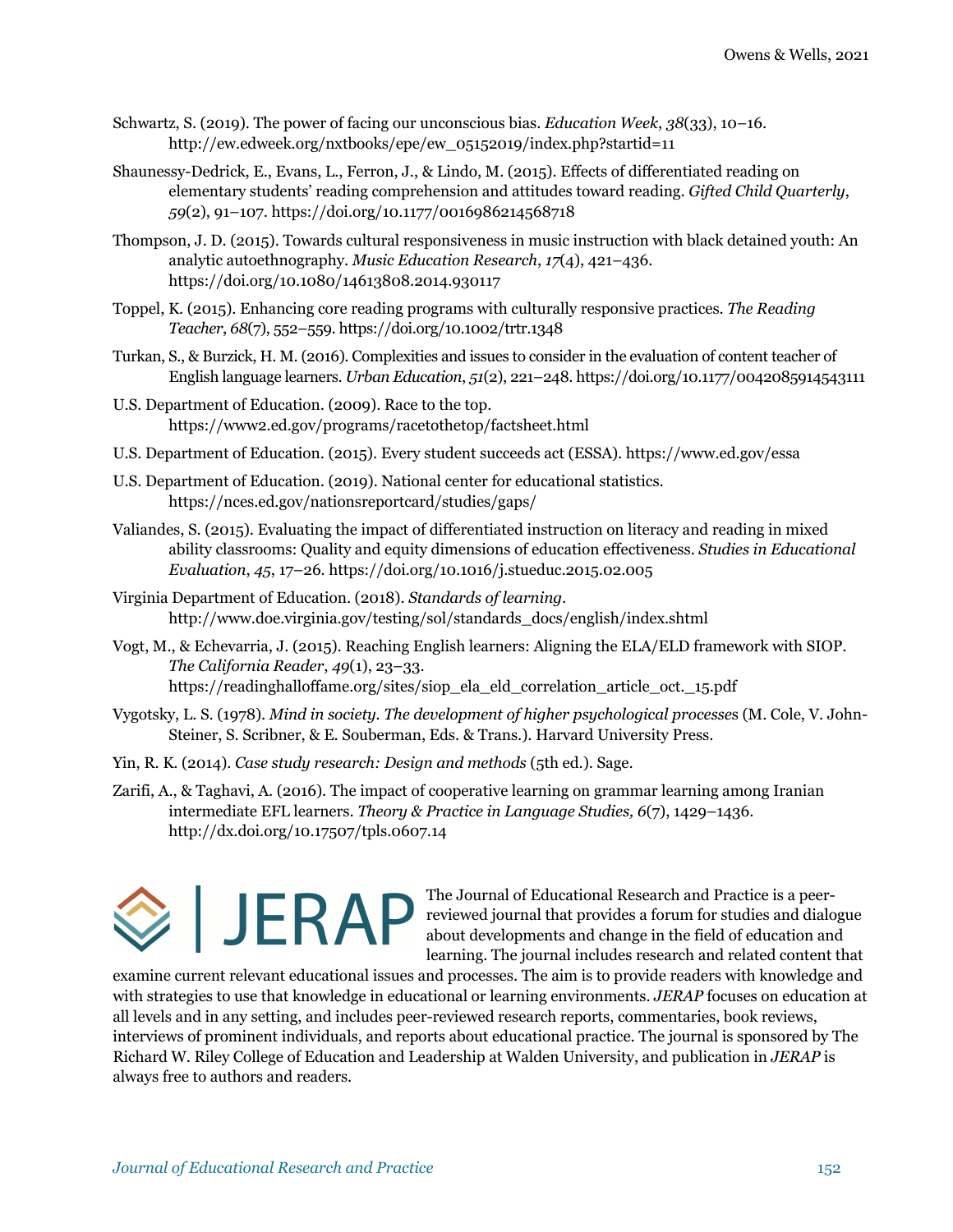Schwartz, S. (2019). The power of facing our unconscious bias. *Education Week*, *38*(33), 10–16. http://ew.edweek.org/nxtbooks/epe/ew_05152019/index.php?startid=11

Shaunessy-Dedrick, E., Evans, L., Ferron, J., & Lindo, M. (2015). Effects of differentiated reading on elementary students' reading comprehension and attitudes toward reading. *Gifted Child Quarterly*, *59*(2), 91–107. https://doi.org/10.1177/0016986214568718

Thompson, J. D. (2015). Towards cultural responsiveness in music instruction with black detained youth: An analytic autoethnography. *Music Education Research*, *17*(4), 421–436. https://doi.org/10.1080/14613808.2014.930117

Toppel, K. (2015). Enhancing core reading programs with culturally responsive practices. *The Reading Teacher*, *68*(7), 552–559. https://doi.org/10.1002/trtr.1348

Turkan, S., & Burzick, H. M. (2016). Complexities and issues to consider in the evaluation of content teacher of English language learners. *Urban Education*, *51*(2), 221–248. https://doi.org/10.1177/0042085914543111

U.S. Department of Education. (2009). Race to the top. https://www2.ed.gov/programs/racetothetop/factsheet.html

U.S. Department of Education. (2015). Every student succeeds act (ESSA). https://www.ed.gov/essa

U.S. Department of Education. (2019). National center for educational statistics. https://nces.ed.gov/nationsreportcard/studies/gaps/

Valiandes, S. (2015). Evaluating the impact of differentiated instruction on literacy and reading in mixed ability classrooms: Quality and equity dimensions of education effectiveness. *Studies in Educational Evaluation*, *45*, 17–26. https://doi.org/10.1016/j.stueduc.2015.02.005

Virginia Department of Education. (2018). *Standards of learning*. http://www.doe.virginia.gov/testing/sol/standards_docs/english/index.shtml

Vogt, M., & Echevarria, J. (2015). Reaching English learners: Aligning the ELA/ELD framework with SIOP. *The California Reader*, *49*(1), 23–33. https://readinghalloffame.org/sites/siop_ela_eld_correlation_article_oct._15.pdf

Vygotsky, L. S. (1978). *Mind in society. The development of higher psychological processes* (M. Cole, V. John-Steiner, S. Scribner, & E. Souberman, Eds. & Trans.). Harvard University Press.

Yin, R. K. (2014). *Case study research: Design and methods* (5th ed.). Sage.

Zarifi, A., & Taghavi, A. (2016). The impact of cooperative learning on grammar learning among Iranian intermediate EFL learners. *Theory & Practice in Language Studies, 6*(7), 1429–1436. http://dx.doi.org/10.17507/tpls.0607.14

JERAP

The Journal of Educational Research and Practice is a peer-reviewed journal that provides a forum for studies and dialogue about developments and change in the field of education and learning. The journal includes research and related content that examine current relevant educational issues and processes. The aim is to provide readers with knowledge and with strategies to use that knowledge in educational or learning environments. *JERAP* focuses on education at all levels and in any setting, and includes peer-reviewed research reports, commentaries, book reviews, interviews of prominent individuals, and reports about educational practice. The journal is sponsored by The Richard W. Riley College of Education and Leadership at Walden University, and publication in *JERAP* is always free to authors and readers.